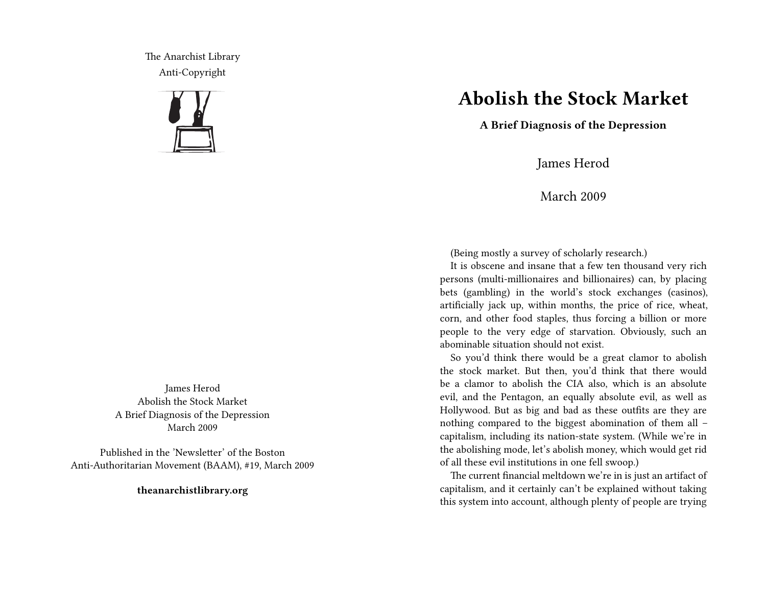The Anarchist Library
Anti-Copyright

James Herod
Abolish the Stock Market
A Brief Diagnosis of the Depression
March 2009

Published in the 'Newsletter' of the Boston Anti-Authoritarian Movement (BAAM), #19, March 2009

**theanarchistlibrary.org**

# Abolish the Stock Market

## A Brief Diagnosis of the Depression

James Herod

March 2009

(Being mostly a survey of scholarly research.)

It is obscene and insane that a few ten thousand very rich persons (multi-millionaires and billionaires) can, by placing bets (gambling) in the world's stock exchanges (casinos), artificially jack up, within months, the price of rice, wheat, corn, and other food staples, thus forcing a billion or more people to the very edge of starvation. Obviously, such an abominable situation should not exist.

So you'd think there would be a great clamor to abolish the stock market. But then, you'd think that there would be a clamor to abolish the CIA also, which is an absolute evil, and the Pentagon, an equally absolute evil, as well as Hollywood. But as big and bad as these outfits are they are nothing compared to the biggest abomination of them all – capitalism, including its nation-state system. (While we're in the abolishing mode, let's abolish money, which would get rid of all these evil institutions in one fell swoop.)

The current financial meltdown we're in is just an artifact of capitalism, and it certainly can't be explained without taking this system into account, although plenty of people are trying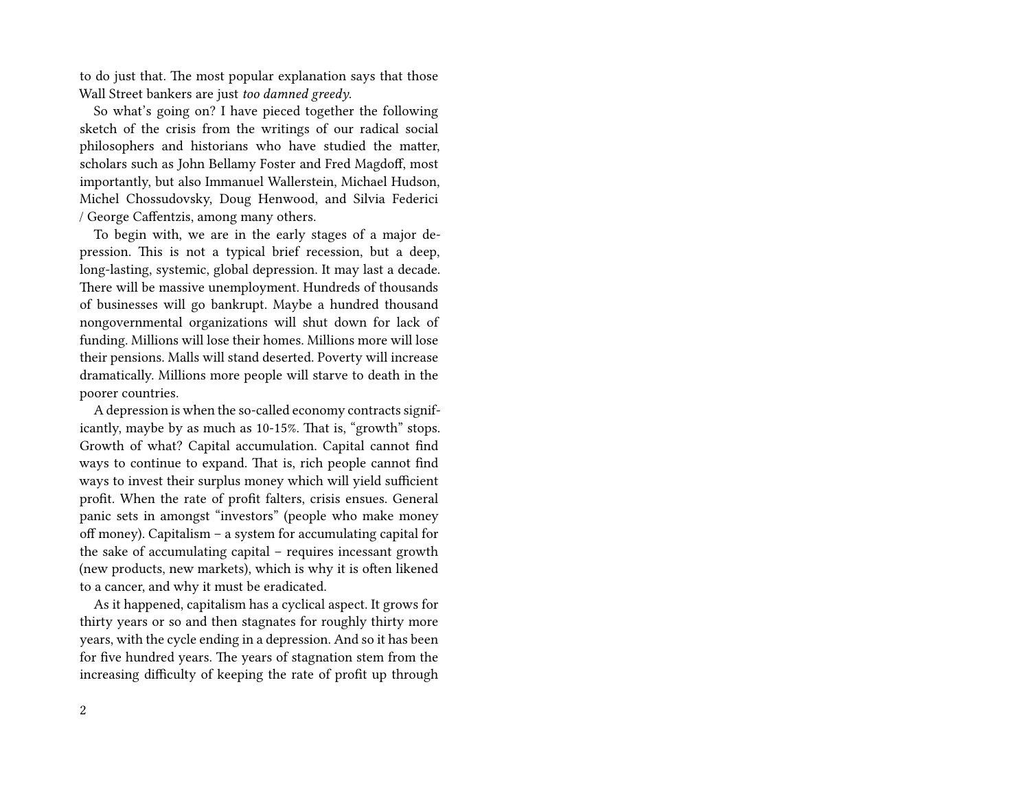to do just that. The most popular explanation says that those Wall Street bankers are just *too damned greedy*.

So what's going on? I have pieced together the following sketch of the crisis from the writings of our radical social philosophers and historians who have studied the matter, scholars such as John Bellamy Foster and Fred Magdoff, most importantly, but also Immanuel Wallerstein, Michael Hudson, Michel Chossudovsky, Doug Henwood, and Silvia Federici / George Caffentzis, among many others.

To begin with, we are in the early stages of a major depression. This is not a typical brief recession, but a deep, long-lasting, systemic, global depression. It may last a decade. There will be massive unemployment. Hundreds of thousands of businesses will go bankrupt. Maybe a hundred thousand nongovernmental organizations will shut down for lack of funding. Millions will lose their homes. Millions more will lose their pensions. Malls will stand deserted. Poverty will increase dramatically. Millions more people will starve to death in the poorer countries.

A depression is when the so-called economy contracts significantly, maybe by as much as 10-15%. That is, "growth" stops. Growth of what? Capital accumulation. Capital cannot find ways to continue to expand. That is, rich people cannot find ways to invest their surplus money which will yield sufficient profit. When the rate of profit falters, crisis ensues. General panic sets in amongst "investors" (people who make money off money). Capitalism – a system for accumulating capital for the sake of accumulating capital – requires incessant growth (new products, new markets), which is why it is often likened to a cancer, and why it must be eradicated.

As it happened, capitalism has a cyclical aspect. It grows for thirty years or so and then stagnates for roughly thirty more years, with the cycle ending in a depression. And so it has been for five hundred years. The years of stagnation stem from the increasing difficulty of keeping the rate of profit up through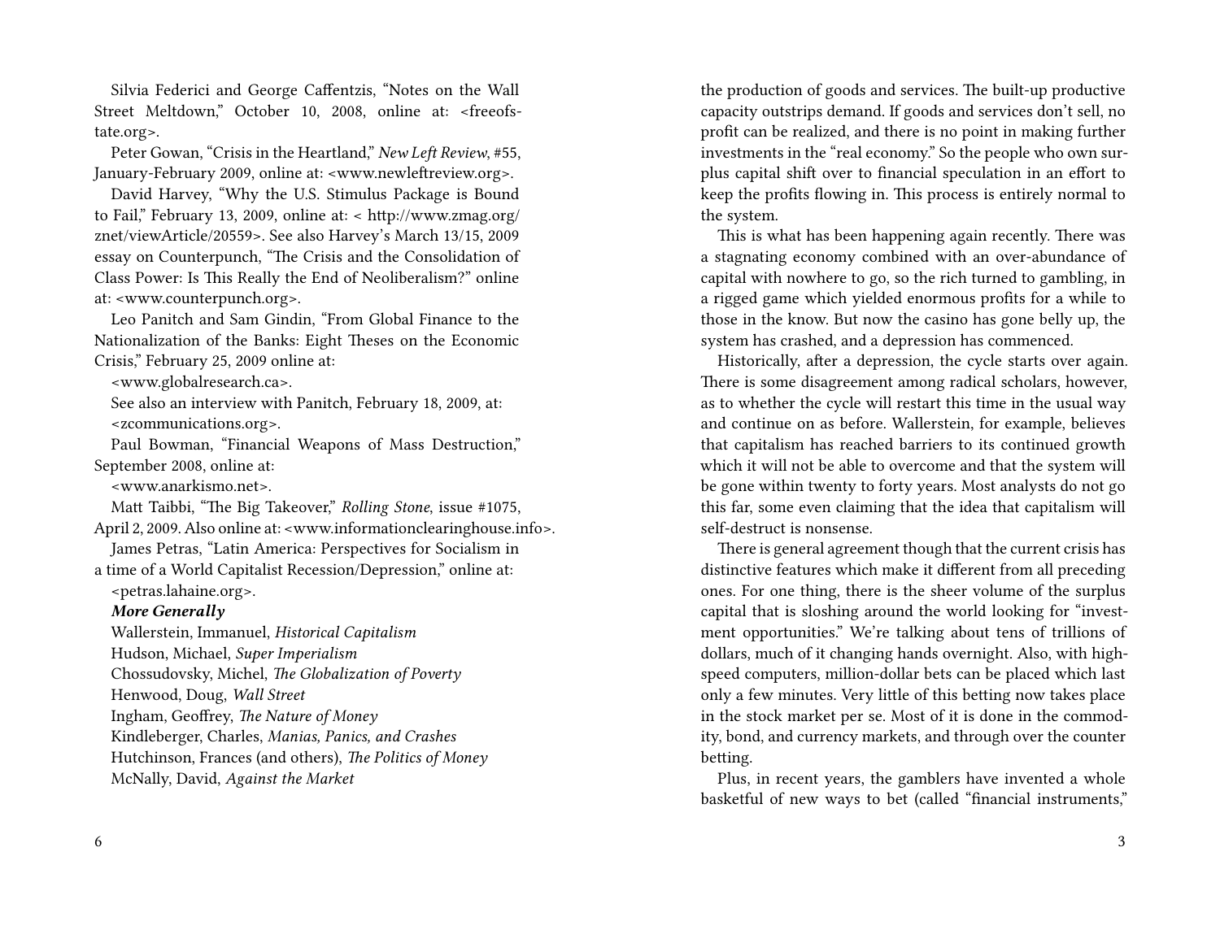Silvia Federici and George Caffentzis, "Notes on the Wall Street Meltdown," October 10, 2008, online at: <freeofstate.org>.

Peter Gowan, "Crisis in the Heartland," *New Left Review*, #55, January-February 2009, online at: <www.newleftreview.org>.

David Harvey, "Why the U.S. Stimulus Package is Bound to Fail," February 13, 2009, online at: < http://www.zmag.org/znet/viewArticle/20559>. See also Harvey's March 13/15, 2009 essay on Counterpunch, "The Crisis and the Consolidation of Class Power: Is This Really the End of Neoliberalism?" online at: <www.counterpunch.org>.

Leo Panitch and Sam Gindin, "From Global Finance to the Nationalization of the Banks: Eight Theses on the Economic Crisis," February 25, 2009 online at:

<www.globalresearch.ca>.

See also an interview with Panitch, February 18, 2009, at:

<zcommunications.org>.

Paul Bowman, "Financial Weapons of Mass Destruction," September 2008, online at:

<www.anarkismo.net>.

Matt Taibbi, "The Big Takeover," *Rolling Stone*, issue #1075, April 2, 2009. Also online at: <www.informationclearinghouse.info>.

James Petras, "Latin America: Perspectives for Socialism in a time of a World Capitalist Recession/Depression," online at:

<petras.lahaine.org>.

***More Generally***

Wallerstein, Immanuel, *Historical Capitalism*

Hudson, Michael, *Super Imperialism*

Chossudovsky, Michel, *The Globalization of Poverty*

Henwood, Doug, *Wall Street*

Ingham, Geoffrey, *The Nature of Money*

Kindleberger, Charles, *Manias, Panics, and Crashes*

Hutchinson, Frances (and others), *The Politics of Money*

McNally, David, *Against the Market*

the production of goods and services. The built-up productive capacity outstrips demand. If goods and services don't sell, no profit can be realized, and there is no point in making further investments in the "real economy." So the people who own surplus capital shift over to financial speculation in an effort to keep the profits flowing in. This process is entirely normal to the system.

This is what has been happening again recently. There was a stagnating economy combined with an over-abundance of capital with nowhere to go, so the rich turned to gambling, in a rigged game which yielded enormous profits for a while to those in the know. But now the casino has gone belly up, the system has crashed, and a depression has commenced.

Historically, after a depression, the cycle starts over again. There is some disagreement among radical scholars, however, as to whether the cycle will restart this time in the usual way and continue on as before. Wallerstein, for example, believes that capitalism has reached barriers to its continued growth which it will not be able to overcome and that the system will be gone within twenty to forty years. Most analysts do not go this far, some even claiming that the idea that capitalism will self-destruct is nonsense.

There is general agreement though that the current crisis has distinctive features which make it different from all preceding ones. For one thing, there is the sheer volume of the surplus capital that is sloshing around the world looking for "investment opportunities." We're talking about tens of trillions of dollars, much of it changing hands overnight. Also, with high-speed computers, million-dollar bets can be placed which last only a few minutes. Very little of this betting now takes place in the stock market per se. Most of it is done in the commodity, bond, and currency markets, and through over the counter betting.

Plus, in recent years, the gamblers have invented a whole basketful of new ways to bet (called "financial instruments,"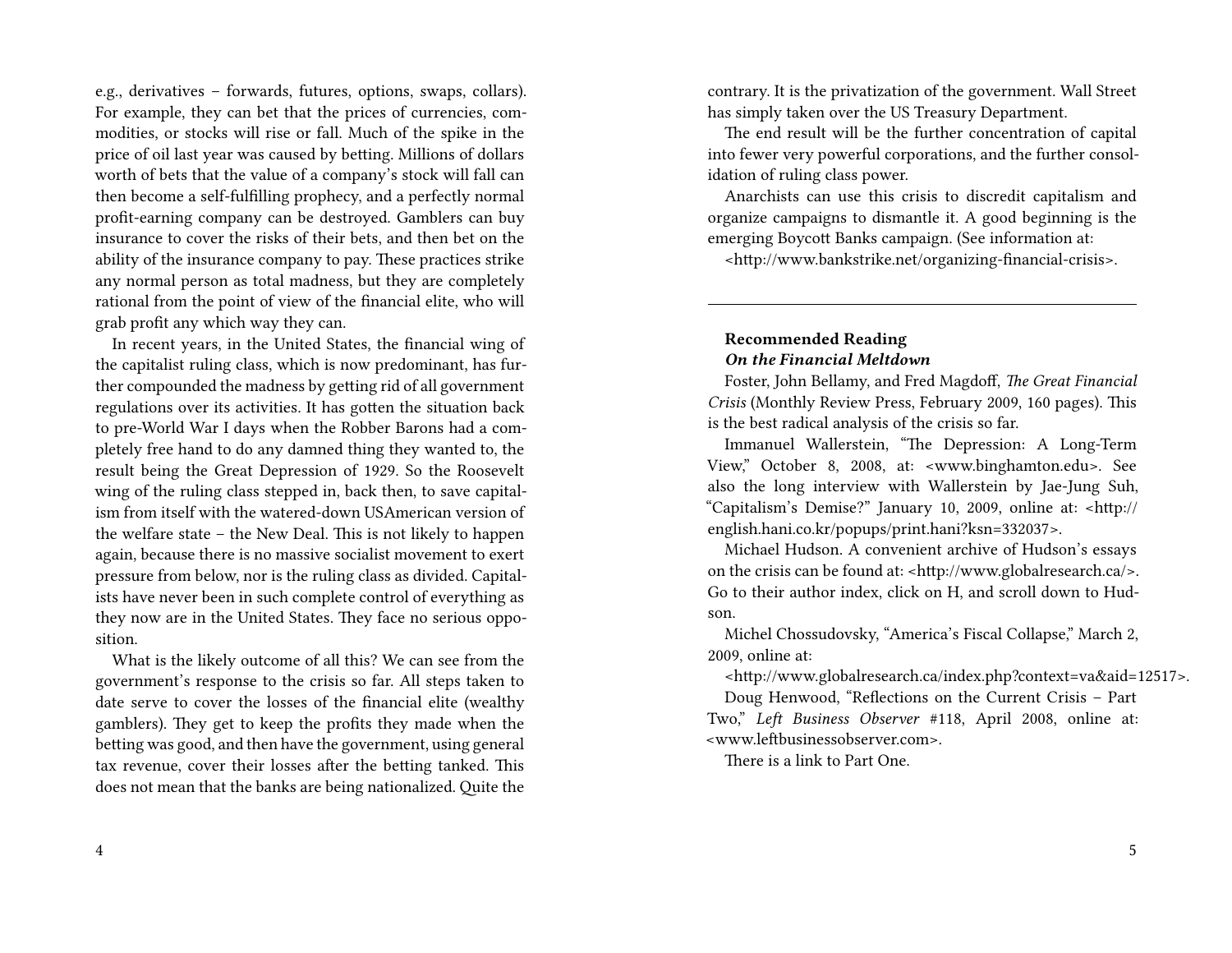e.g., derivatives – forwards, futures, options, swaps, collars). For example, they can bet that the prices of currencies, commodities, or stocks will rise or fall. Much of the spike in the price of oil last year was caused by betting. Millions of dollars worth of bets that the value of a company's stock will fall can then become a self-fulfilling prophecy, and a perfectly normal profit-earning company can be destroyed. Gamblers can buy insurance to cover the risks of their bets, and then bet on the ability of the insurance company to pay. These practices strike any normal person as total madness, but they are completely rational from the point of view of the financial elite, who will grab profit any which way they can.

In recent years, in the United States, the financial wing of the capitalist ruling class, which is now predominant, has further compounded the madness by getting rid of all government regulations over its activities. It has gotten the situation back to pre-World War I days when the Robber Barons had a completely free hand to do any damned thing they wanted to, the result being the Great Depression of 1929. So the Roosevelt wing of the ruling class stepped in, back then, to save capitalism from itself with the watered-down USAmerican version of the welfare state – the New Deal. This is not likely to happen again, because there is no massive socialist movement to exert pressure from below, nor is the ruling class as divided. Capitalists have never been in such complete control of everything as they now are in the United States. They face no serious opposition.

What is the likely outcome of all this? We can see from the government's response to the crisis so far. All steps taken to date serve to cover the losses of the financial elite (wealthy gamblers). They get to keep the profits they made when the betting was good, and then have the government, using general tax revenue, cover their losses after the betting tanked. This does not mean that the banks are being nationalized. Quite the contrary. It is the privatization of the government. Wall Street has simply taken over the US Treasury Department.

The end result will be the further concentration of capital into fewer very powerful corporations, and the further consolidation of ruling class power.

Anarchists can use this crisis to discredit capitalism and organize campaigns to dismantle it. A good beginning is the emerging Boycott Banks campaign. (See information at:

<http://www.bankstrike.net/organizing-financial-crisis>.

---

**Recommended Reading**

***On the Financial Meltdown***

Foster, John Bellamy, and Fred Magdoff, *The Great Financial Crisis* (Monthly Review Press, February 2009, 160 pages). This is the best radical analysis of the crisis so far.

Immanuel Wallerstein, "The Depression: A Long-Term View," October 8, 2008, at: <www.binghamton.edu>. See also the long interview with Wallerstein by Jae-Jung Suh, "Capitalism's Demise?" January 10, 2009, online at: <http://english.hani.co.kr/popups/print.hani?ksn=332037>.

Michael Hudson. A convenient archive of Hudson's essays on the crisis can be found at: <http://www.globalresearch.ca/>. Go to their author index, click on H, and scroll down to Hudson.

Michel Chossudovsky, "America's Fiscal Collapse," March 2, 2009, online at:

<http://www.globalresearch.ca/index.php?context=va&aid=12517>.

Doug Henwood, "Reflections on the Current Crisis – Part Two," *Left Business Observer* #118, April 2008, online at: <www.leftbusinessobserver.com>.

There is a link to Part One.